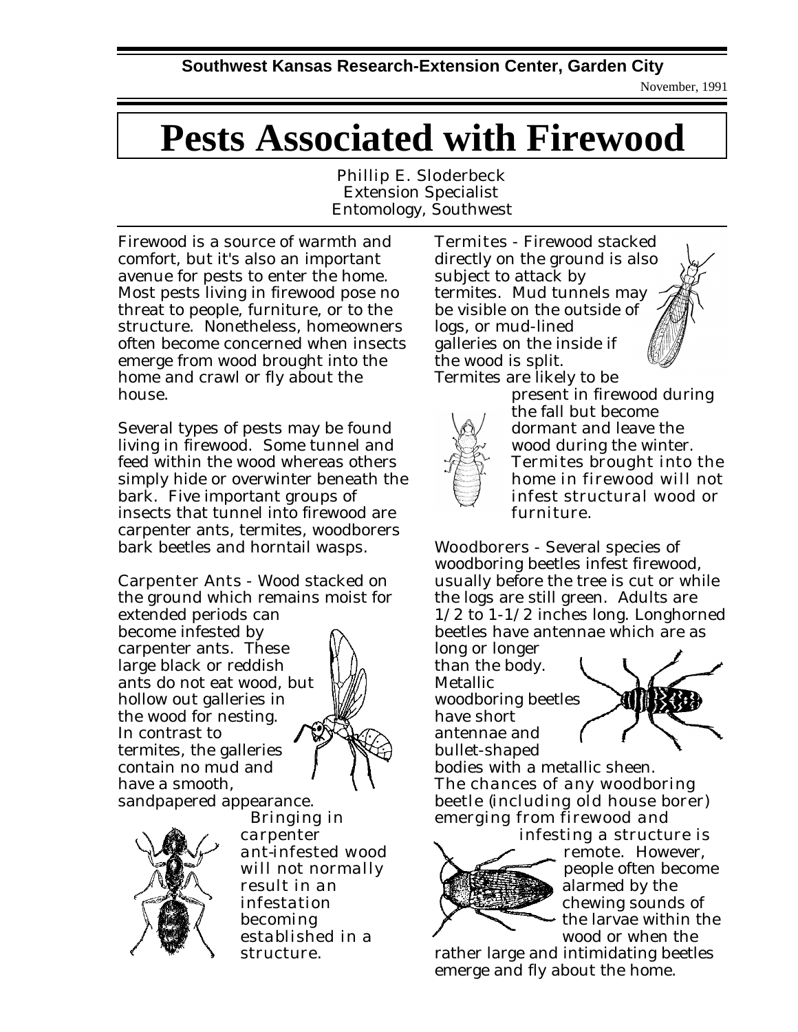Southwest Kansas Research-Extension Center, Garden City

November, 1991

# Pests Associated with Firewood

Phillip E. Sloderbeck
Extension Specialist
Entomology, Southwest

Firewood is a source of warmth and comfort, but it's also an important avenue for pests to enter the home. Most pests living in firewood pose no threat to people, furniture, or to the structure. Nonetheless, homeowners often become concerned when insects emerge from wood brought into the home and crawl or fly about the house.

Several types of pests may be found living in firewood. Some tunnel and feed within the wood whereas others simply hide or overwinter beneath the bark. Five important groups of insects that tunnel into firewood are carpenter ants, termites, woodborers bark beetles and horntail wasps.

Carpenter Ants - Wood stacked on the ground which remains moist for extended periods can become infested by carpenter ants. These large black or reddish ants do not eat wood, but hollow out galleries in the wood for nesting. In contrast to termites, the galleries contain no mud and have a smooth, sandpapered appearance. *Bringing in carpenter ant-infested wood will not normally result in an infestation becoming established in a structure.*

Termites - Firewood stacked directly on the ground is also subject to attack by termites. Mud tunnels may be visible on the outside of logs, or mud-lined galleries on the inside if the wood is split. Termites are likely to be present in firewood during the fall but become dormant and leave the wood during the winter. *Termites brought into the home in firewood will not infest structural wood or furniture.*

Woodborers - Several species of woodboring beetles infest firewood, usually before the tree is cut or while the logs are still green. Adults are 1/2 to 1-1/2 inches long. Longhorned beetles have antennae which are as long or longer than the body. Metallic woodboring beetles have short antennae and bullet-shaped bodies with a metallic sheen. *The chances of any woodboring beetle (including old house borer) emerging from firewood and infesting a structure is remote.* However, people often become alarmed by the chewing sounds of the larvae within the wood or when the rather large and intimidating beetles emerge and fly about the home.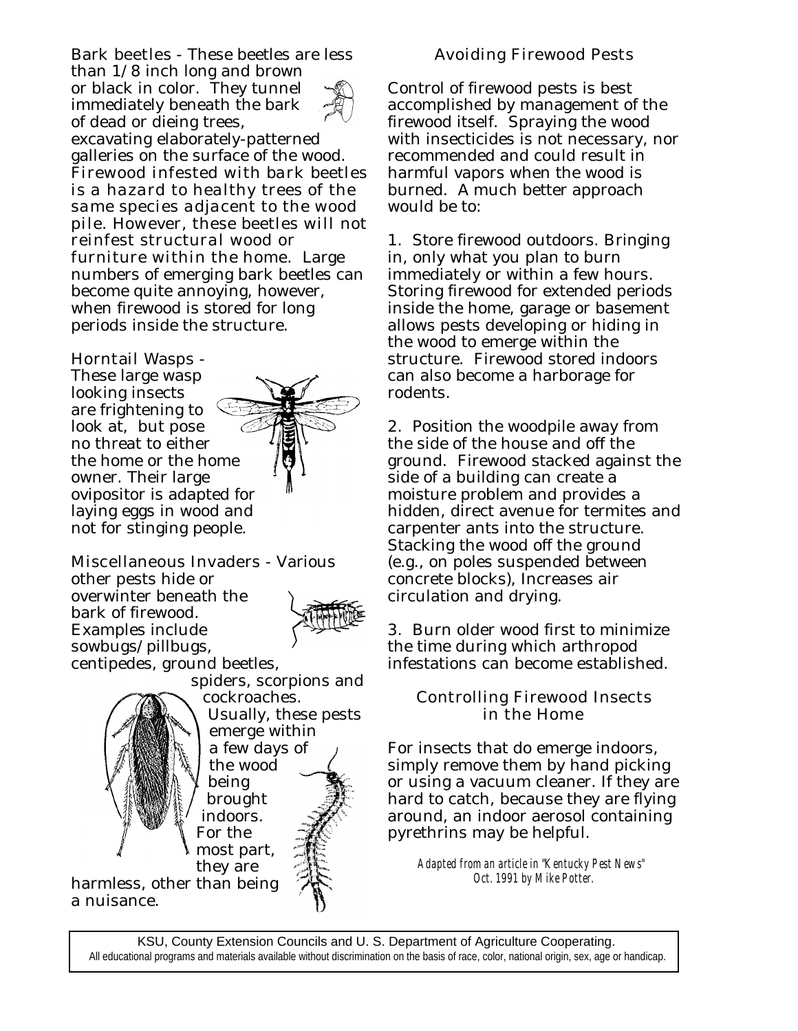Bark beetles - These beetles are less than 1/8 inch long and brown or black in color. They tunnel immediately beneath the bark of dead or dieing trees, excavating elaborately-patterned galleries on the surface of the wood. *Firewood infested with bark beetles is a hazard to healthy trees of the same species adjacent to the wood pile. However, these beetles will not reinfest structural wood or furniture within the home.* Large numbers of emerging bark beetles can become quite annoying, however, when firewood is stored for long periods inside the structure.

Horntail Wasps - These large wasp looking insects are frightening to look at, but pose no threat to either the home or the home owner. Their large ovipositor is adapted for laying eggs in wood and not for stinging people.

Miscellaneous Invaders - Various other pests hide or overwinter beneath the bark of firewood. Examples include sowbugs/pillbugs, centipedes, ground beetles, spiders, scorpions and cockroaches. Usually, these pests emerge within a few days of the wood being brought indoors. For the most part, they are harmless, other than being a nuisance.

## Avoiding Firewood Pests

Control of firewood pests is best accomplished by management of the firewood itself. Spraying the wood with insecticides is not necessary, nor recommended and could result in harmful vapors when the wood is burned. A much better approach would be to:

1. Store firewood outdoors. Bringing in, only what you plan to burn immediately or within a few hours. Storing firewood for extended periods inside the home, garage or basement allows pests developing or hiding in the wood to emerge within the structure. Firewood stored indoors can also become a harborage for rodents.

2. Position the woodpile away from the side of the house and off the ground. Firewood stacked against the side of a building can create a moisture problem and provides a hidden, direct avenue for termites and carpenter ants into the structure. Stacking the wood off the ground (e.g., on poles suspended between concrete blocks), Increases air circulation and drying.

3. Burn older wood first to minimize the time during which arthropod infestations can become established.

## Controlling Firewood Insects in the Home

For insects that do emerge indoors, simply remove them by hand picking or using a vacuum cleaner. If they are hard to catch, because they are flying around, an indoor aerosol containing pyrethrins may be helpful.

*Adapted from an article in "Kentucky Pest News" Oct. 1991 by Mike Potter.*

KSU, County Extension Councils and U. S. Department of Agriculture Cooperating.
All educational programs and materials available without discrimination on the basis of race, color, national origin, sex, age or handicap.